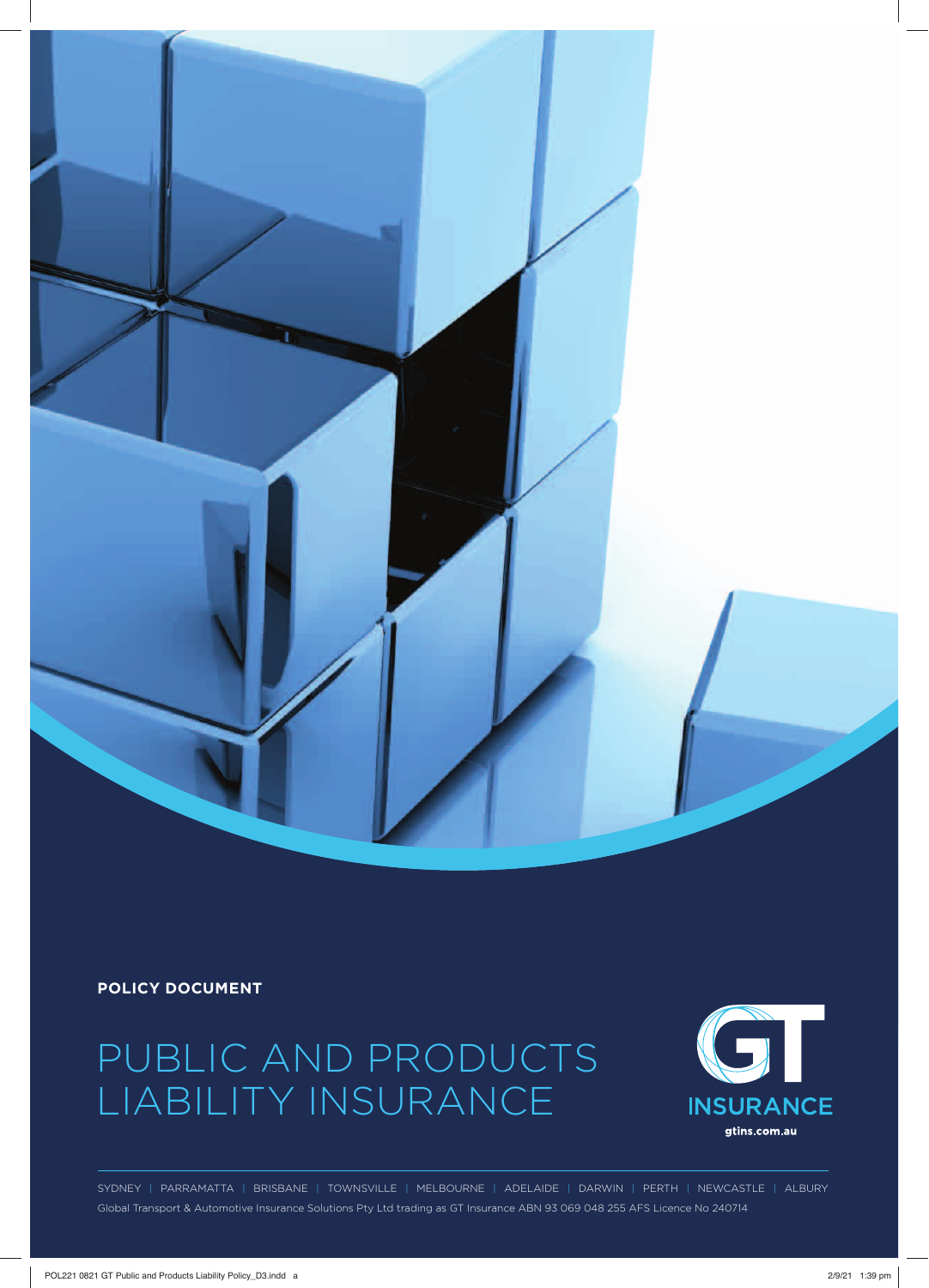**POLICY DOCUMENT**

# PUBLIC AND PRODUCTS LIABILITY INSURANCE

INSURANCE

gtins.com.au

SYDNEY | PARRAMATTA | BRISBANE | TOWNSVILLE | MELBOURNE | ADELAIDE | DARWIN | PERTH | NEWCASTLE | ALBURY

Global Transport & Automotive Insurance Solutions Pty Ltd trading as GT Insurance ABN 93 069 048 255 AFS Licence No 240714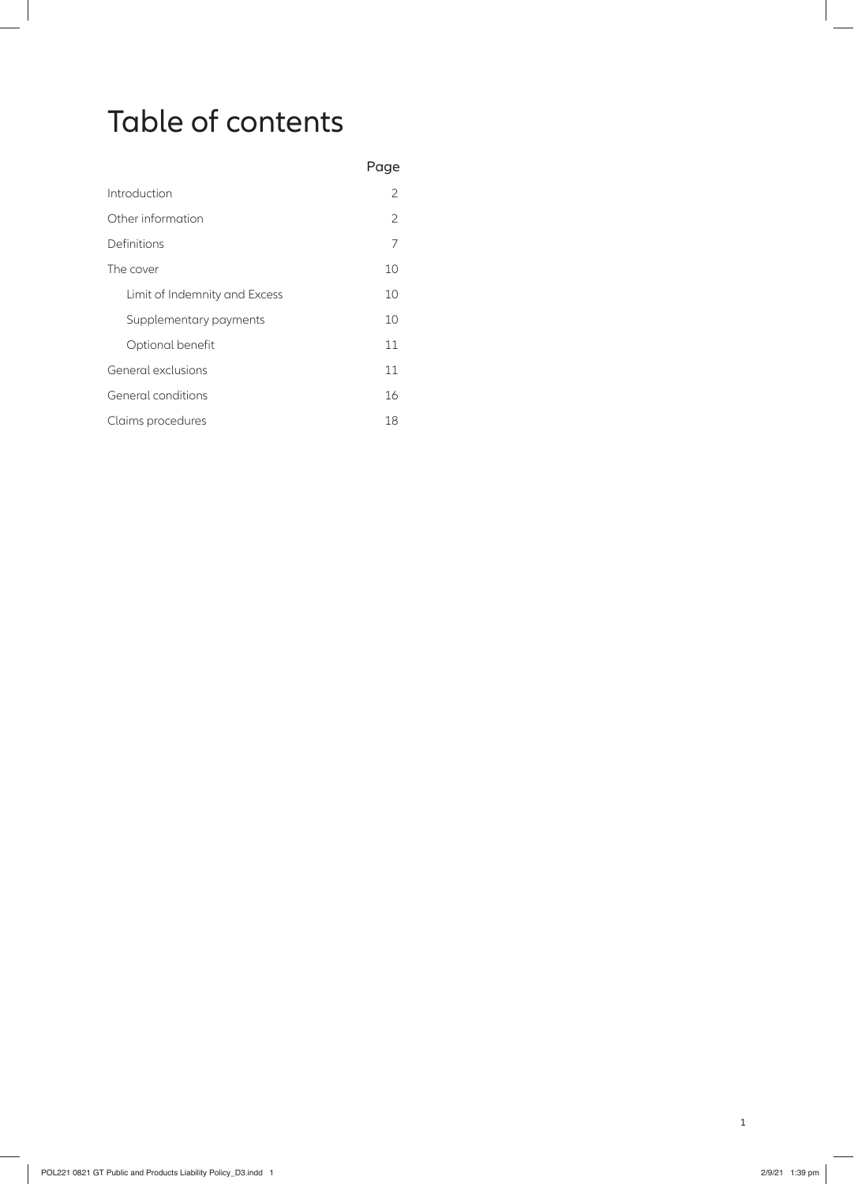# Table of contents

| | Page |
|---|---|
| Introduction | 2 |
| Other information | 2 |
| Definitions | 7 |
| The cover | 10 |
| Limit of Indemnity and Excess | 10 |
| Supplementary payments | 10 |
| Optional benefit | 11 |
| General exclusions | 11 |
| General conditions | 16 |
| Claims procedures | 18 |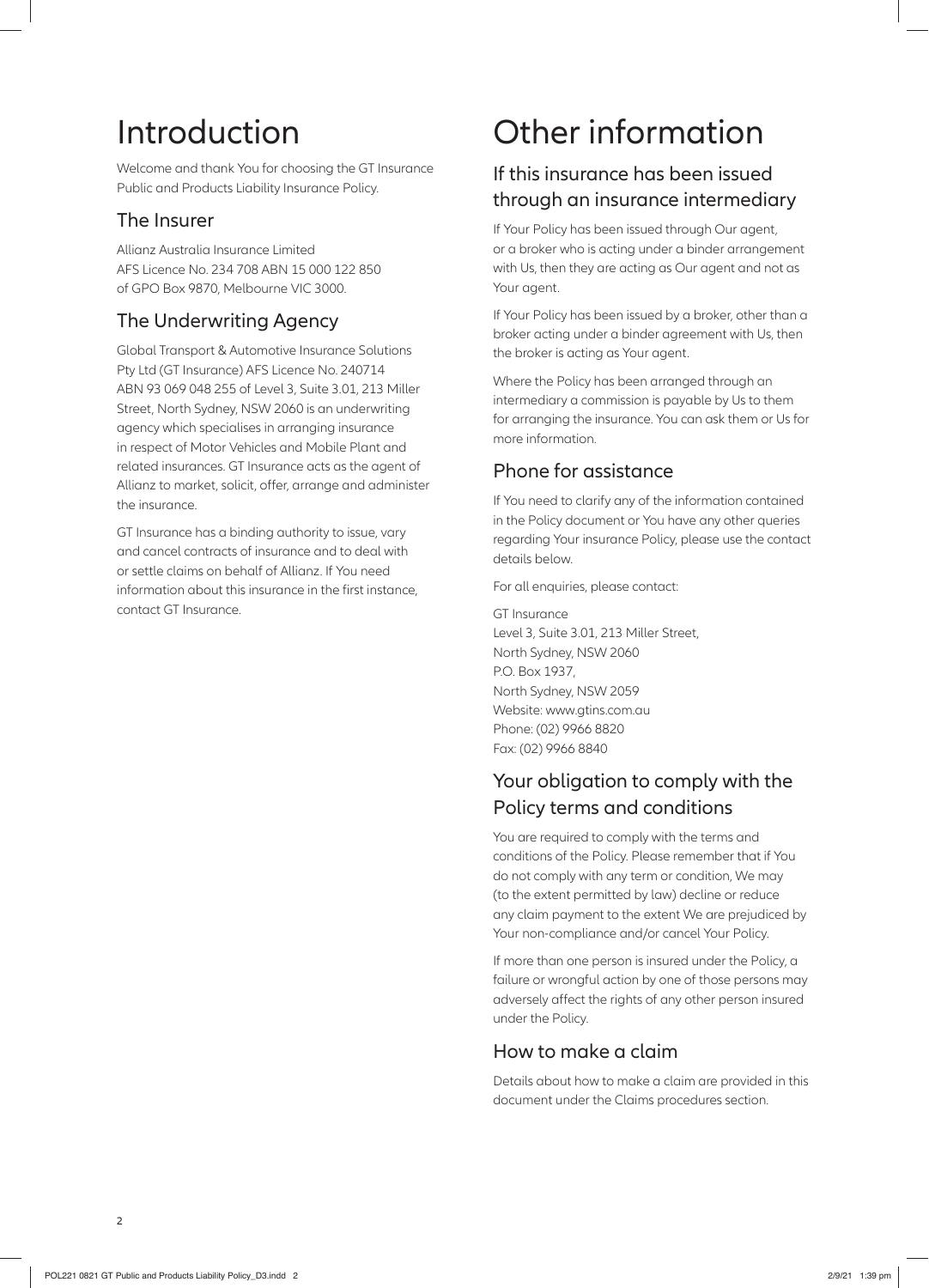# Introduction

Welcome and thank You for choosing the GT Insurance Public and Products Liability Insurance Policy.

## The Insurer

Allianz Australia Insurance Limited
AFS Licence No. 234 708 ABN 15 000 122 850
of GPO Box 9870, Melbourne VIC 3000.

## The Underwriting Agency

Global Transport & Automotive Insurance Solutions Pty Ltd (GT Insurance) AFS Licence No. 240714 ABN 93 069 048 255 of Level 3, Suite 3.01, 213 Miller Street, North Sydney, NSW 2060 is an underwriting agency which specialises in arranging insurance in respect of Motor Vehicles and Mobile Plant and related insurances. GT Insurance acts as the agent of Allianz to market, solicit, offer, arrange and administer the insurance.

GT Insurance has a binding authority to issue, vary and cancel contracts of insurance and to deal with or settle claims on behalf of Allianz. If You need information about this insurance in the first instance, contact GT Insurance.

# Other information

## If this insurance has been issued through an insurance intermediary

If Your Policy has been issued through Our agent, or a broker who is acting under a binder arrangement with Us, then they are acting as Our agent and not as Your agent.

If Your Policy has been issued by a broker, other than a broker acting under a binder agreement with Us, then the broker is acting as Your agent.

Where the Policy has been arranged through an intermediary a commission is payable by Us to them for arranging the insurance. You can ask them or Us for more information.

## Phone for assistance

If You need to clarify any of the information contained in the Policy document or You have any other queries regarding Your insurance Policy, please use the contact details below.

For all enquiries, please contact:

GT Insurance
Level 3, Suite 3.01, 213 Miller Street,
North Sydney, NSW 2060
P.O. Box 1937,
North Sydney, NSW 2059
Website: www.gtins.com.au
Phone: (02) 9966 8820
Fax: (02) 9966 8840

## Your obligation to comply with the Policy terms and conditions

You are required to comply with the terms and conditions of the Policy. Please remember that if You do not comply with any term or condition, We may (to the extent permitted by law) decline or reduce any claim payment to the extent We are prejudiced by Your non-compliance and/or cancel Your Policy.

If more than one person is insured under the Policy, a failure or wrongful action by one of those persons may adversely affect the rights of any other person insured under the Policy.

## How to make a claim

Details about how to make a claim are provided in this document under the Claims procedures section.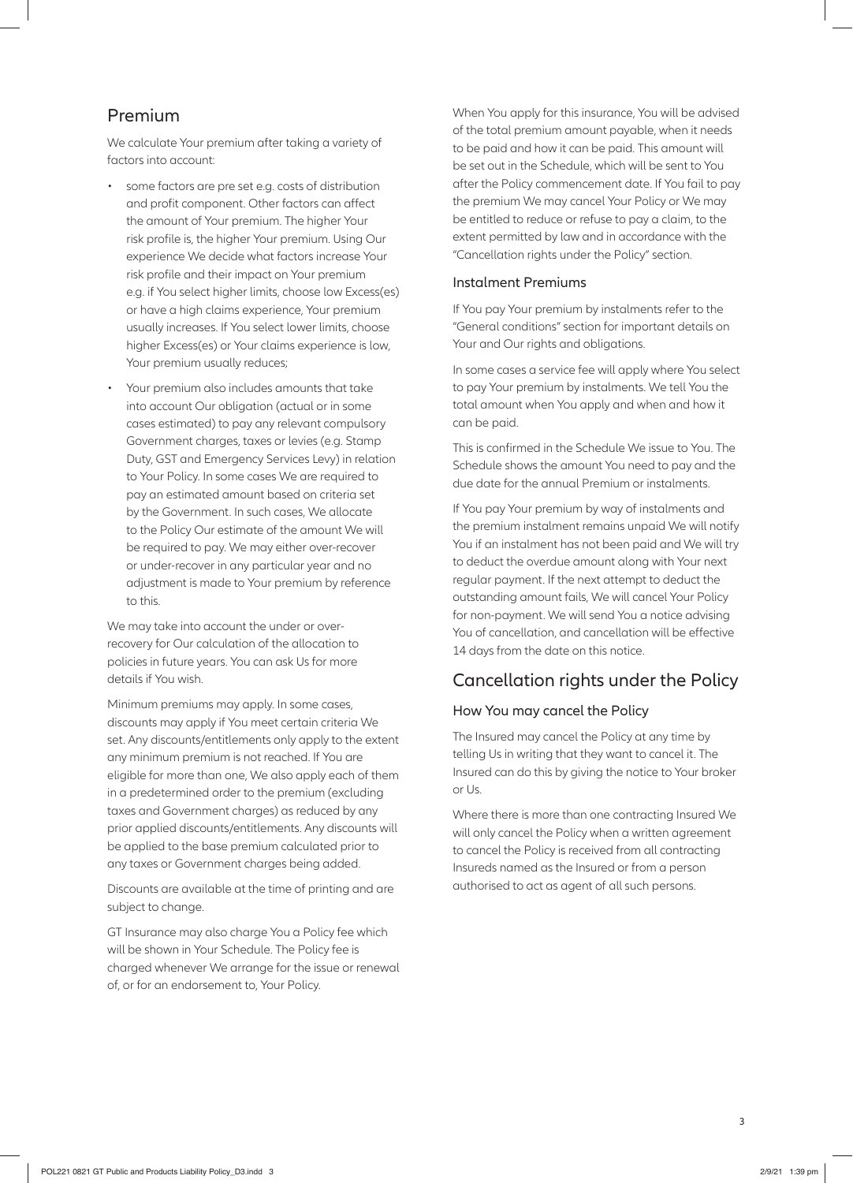## Premium

We calculate Your premium after taking a variety of factors into account:

- some factors are pre set e.g. costs of distribution and profit component. Other factors can affect the amount of Your premium. The higher Your risk profile is, the higher Your premium. Using Our experience We decide what factors increase Your risk profile and their impact on Your premium e.g. if You select higher limits, choose low Excess(es) or have a high claims experience, Your premium usually increases. If You select lower limits, choose higher Excess(es) or Your claims experience is low, Your premium usually reduces;
- Your premium also includes amounts that take into account Our obligation (actual or in some cases estimated) to pay any relevant compulsory Government charges, taxes or levies (e.g. Stamp Duty, GST and Emergency Services Levy) in relation to Your Policy. In some cases We are required to pay an estimated amount based on criteria set by the Government. In such cases, We allocate to the Policy Our estimate of the amount We will be required to pay. We may either over-recover or under-recover in any particular year and no adjustment is made to Your premium by reference to this.

We may take into account the under or over-recovery for Our calculation of the allocation to policies in future years. You can ask Us for more details if You wish.

Minimum premiums may apply. In some cases, discounts may apply if You meet certain criteria We set. Any discounts/entitlements only apply to the extent any minimum premium is not reached. If You are eligible for more than one, We also apply each of them in a predetermined order to the premium (excluding taxes and Government charges) as reduced by any prior applied discounts/entitlements. Any discounts will be applied to the base premium calculated prior to any taxes or Government charges being added.

Discounts are available at the time of printing and are subject to change.

GT Insurance may also charge You a Policy fee which will be shown in Your Schedule. The Policy fee is charged whenever We arrange for the issue or renewal of, or for an endorsement to, Your Policy.

When You apply for this insurance, You will be advised of the total premium amount payable, when it needs to be paid and how it can be paid. This amount will be set out in the Schedule, which will be sent to You after the Policy commencement date. If You fail to pay the premium We may cancel Your Policy or We may be entitled to reduce or refuse to pay a claim, to the extent permitted by law and in accordance with the "Cancellation rights under the Policy" section.

### Instalment Premiums

If You pay Your premium by instalments refer to the "General conditions" section for important details on Your and Our rights and obligations.

In some cases a service fee will apply where You select to pay Your premium by instalments. We tell You the total amount when You apply and when and how it can be paid.

This is confirmed in the Schedule We issue to You. The Schedule shows the amount You need to pay and the due date for the annual Premium or instalments.

If You pay Your premium by way of instalments and the premium instalment remains unpaid We will notify You if an instalment has not been paid and We will try to deduct the overdue amount along with Your next regular payment. If the next attempt to deduct the outstanding amount fails, We will cancel Your Policy for non-payment. We will send You a notice advising You of cancellation, and cancellation will be effective 14 days from the date on this notice.

## Cancellation rights under the Policy

### How You may cancel the Policy

The Insured may cancel the Policy at any time by telling Us in writing that they want to cancel it. The Insured can do this by giving the notice to Your broker or Us.

Where there is more than one contracting Insured We will only cancel the Policy when a written agreement to cancel the Policy is received from all contracting Insureds named as the Insured or from a person authorised to act as agent of all such persons.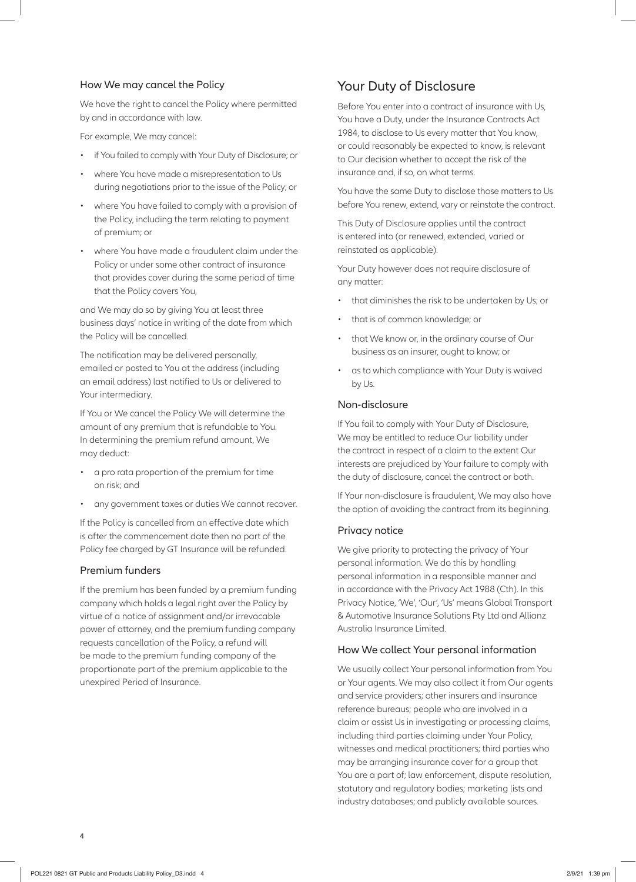### How We may cancel the Policy

We have the right to cancel the Policy where permitted by and in accordance with law.

For example, We may cancel:

- if You failed to comply with Your Duty of Disclosure; or
- where You have made a misrepresentation to Us during negotiations prior to the issue of the Policy; or
- where You have failed to comply with a provision of the Policy, including the term relating to payment of premium; or
- where You have made a fraudulent claim under the Policy or under some other contract of insurance that provides cover during the same period of time that the Policy covers You,

and We may do so by giving You at least three business days' notice in writing of the date from which the Policy will be cancelled.

The notification may be delivered personally, emailed or posted to You at the address (including an email address) last notified to Us or delivered to Your intermediary.

If You or We cancel the Policy We will determine the amount of any premium that is refundable to You. In determining the premium refund amount, We may deduct:

- a pro rata proportion of the premium for time on risk; and
- any government taxes or duties We cannot recover.

If the Policy is cancelled from an effective date which is after the commencement date then no part of the Policy fee charged by GT Insurance will be refunded.

### Premium funders

If the premium has been funded by a premium funding company which holds a legal right over the Policy by virtue of a notice of assignment and/or irrevocable power of attorney, and the premium funding company requests cancellation of the Policy, a refund will be made to the premium funding company of the proportionate part of the premium applicable to the unexpired Period of Insurance.

## Your Duty of Disclosure

Before You enter into a contract of insurance with Us, You have a Duty, under the Insurance Contracts Act 1984, to disclose to Us every matter that You know, or could reasonably be expected to know, is relevant to Our decision whether to accept the risk of the insurance and, if so, on what terms.

You have the same Duty to disclose those matters to Us before You renew, extend, vary or reinstate the contract.

This Duty of Disclosure applies until the contract is entered into (or renewed, extended, varied or reinstated as applicable).

Your Duty however does not require disclosure of any matter:

- that diminishes the risk to be undertaken by Us; or
- that is of common knowledge; or
- that We know or, in the ordinary course of Our business as an insurer, ought to know; or
- as to which compliance with Your Duty is waived by Us.

### Non-disclosure

If You fail to comply with Your Duty of Disclosure, We may be entitled to reduce Our liability under the contract in respect of a claim to the extent Our interests are prejudiced by Your failure to comply with the duty of disclosure, cancel the contract or both.

If Your non-disclosure is fraudulent, We may also have the option of avoiding the contract from its beginning.

### Privacy notice

We give priority to protecting the privacy of Your personal information. We do this by handling personal information in a responsible manner and in accordance with the Privacy Act 1988 (Cth). In this Privacy Notice, 'We', 'Our', 'Us' means Global Transport & Automotive Insurance Solutions Pty Ltd and Allianz Australia Insurance Limited.

### How We collect Your personal information

We usually collect Your personal information from You or Your agents. We may also collect it from Our agents and service providers; other insurers and insurance reference bureaus; people who are involved in a claim or assist Us in investigating or processing claims, including third parties claiming under Your Policy, witnesses and medical practitioners; third parties who may be arranging insurance cover for a group that You are a part of; law enforcement, dispute resolution, statutory and regulatory bodies; marketing lists and industry databases; and publicly available sources.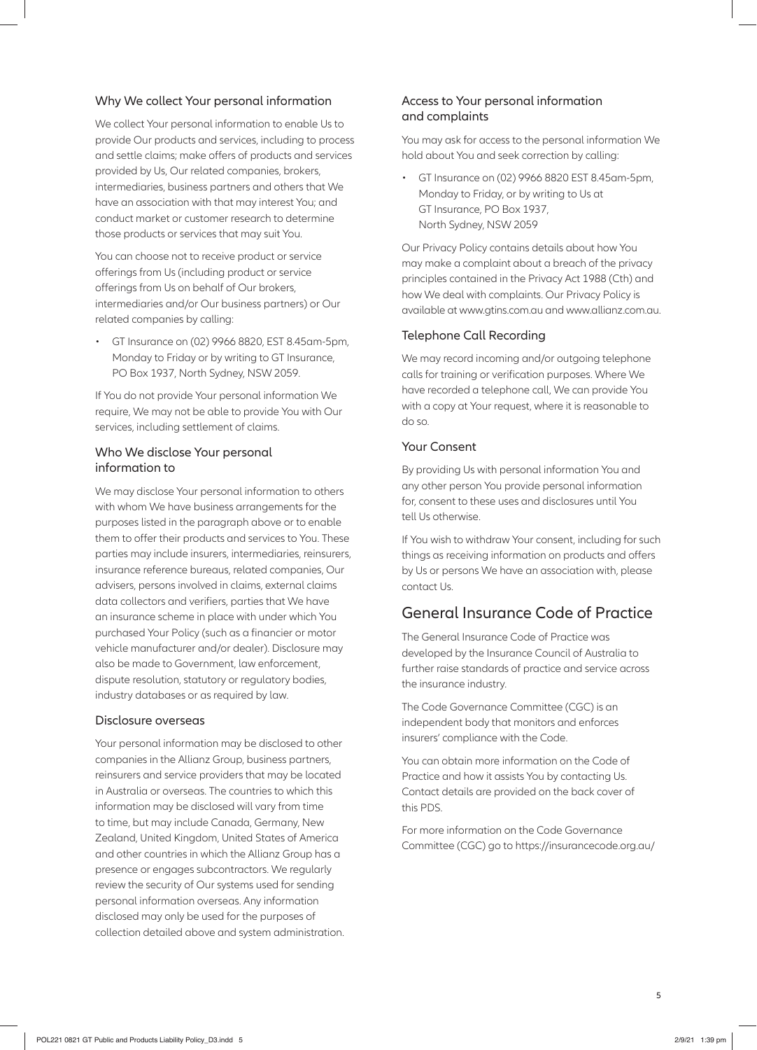### Why We collect Your personal information

We collect Your personal information to enable Us to provide Our products and services, including to process and settle claims; make offers of products and services provided by Us, Our related companies, brokers, intermediaries, business partners and others that We have an association with that may interest You; and conduct market or customer research to determine those products or services that may suit You.

You can choose not to receive product or service offerings from Us (including product or service offerings from Us on behalf of Our brokers, intermediaries and/or Our business partners) or Our related companies by calling:

- GT Insurance on (02) 9966 8820, EST 8.45am-5pm, Monday to Friday or by writing to GT Insurance, PO Box 1937, North Sydney, NSW 2059.

If You do not provide Your personal information We require, We may not be able to provide You with Our services, including settlement of claims.

### Who We disclose Your personal information to

We may disclose Your personal information to others with whom We have business arrangements for the purposes listed in the paragraph above or to enable them to offer their products and services to You. These parties may include insurers, intermediaries, reinsurers, insurance reference bureaus, related companies, Our advisers, persons involved in claims, external claims data collectors and verifiers, parties that We have an insurance scheme in place with under which You purchased Your Policy (such as a financier or motor vehicle manufacturer and/or dealer). Disclosure may also be made to Government, law enforcement, dispute resolution, statutory or regulatory bodies, industry databases or as required by law.

### Disclosure overseas

Your personal information may be disclosed to other companies in the Allianz Group, business partners, reinsurers and service providers that may be located in Australia or overseas. The countries to which this information may be disclosed will vary from time to time, but may include Canada, Germany, New Zealand, United Kingdom, United States of America and other countries in which the Allianz Group has a presence or engages subcontractors. We regularly review the security of Our systems used for sending personal information overseas. Any information disclosed may only be used for the purposes of collection detailed above and system administration.

### Access to Your personal information and complaints

You may ask for access to the personal information We hold about You and seek correction by calling:

- GT Insurance on (02) 9966 8820 EST 8.45am-5pm, Monday to Friday, or by writing to Us at GT Insurance, PO Box 1937, North Sydney, NSW 2059

Our Privacy Policy contains details about how You may make a complaint about a breach of the privacy principles contained in the Privacy Act 1988 (Cth) and how We deal with complaints. Our Privacy Policy is available at www.gtins.com.au and www.allianz.com.au.

### Telephone Call Recording

We may record incoming and/or outgoing telephone calls for training or verification purposes. Where We have recorded a telephone call, We can provide You with a copy at Your request, where it is reasonable to do so.

### Your Consent

By providing Us with personal information You and any other person You provide personal information for, consent to these uses and disclosures until You tell Us otherwise.

If You wish to withdraw Your consent, including for such things as receiving information on products and offers by Us or persons We have an association with, please contact Us.

## General Insurance Code of Practice

The General Insurance Code of Practice was developed by the Insurance Council of Australia to further raise standards of practice and service across the insurance industry.

The Code Governance Committee (CGC) is an independent body that monitors and enforces insurers' compliance with the Code.

You can obtain more information on the Code of Practice and how it assists You by contacting Us. Contact details are provided on the back cover of this PDS.

For more information on the Code Governance Committee (CGC) go to https://insurancecode.org.au/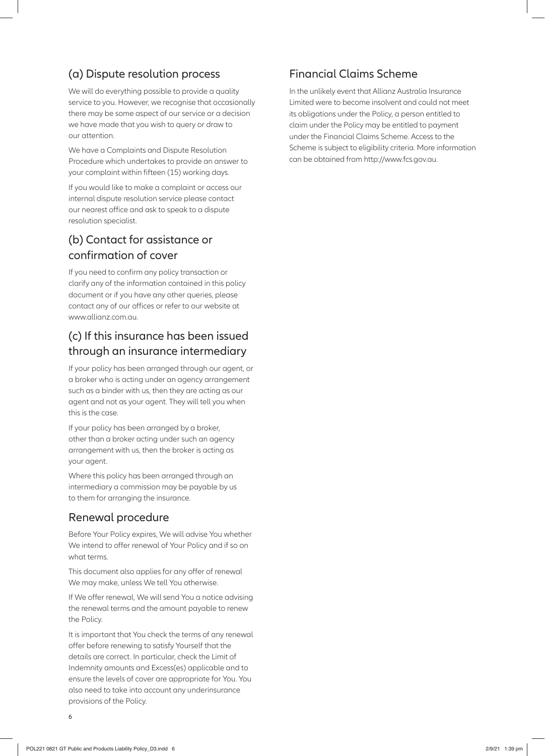## (a) Dispute resolution process

We will do everything possible to provide a quality service to you. However, we recognise that occasionally there may be some aspect of our service or a decision we have made that you wish to query or draw to our attention.

We have a Complaints and Dispute Resolution Procedure which undertakes to provide an answer to your complaint within fifteen (15) working days.

If you would like to make a complaint or access our internal dispute resolution service please contact our nearest office and ask to speak to a dispute resolution specialist.

## (b) Contact for assistance or confirmation of cover

If you need to confirm any policy transaction or clarify any of the information contained in this policy document or if you have any other queries, please contact any of our offices or refer to our website at www.allianz.com.au.

## (c) If this insurance has been issued through an insurance intermediary

If your policy has been arranged through our agent, or a broker who is acting under an agency arrangement such as a binder with us, then they are acting as our agent and not as your agent. They will tell you when this is the case.

If your policy has been arranged by a broker, other than a broker acting under such an agency arrangement with us, then the broker is acting as your agent.

Where this policy has been arranged through an intermediary a commission may be payable by us to them for arranging the insurance.

## Renewal procedure

Before Your Policy expires, We will advise You whether We intend to offer renewal of Your Policy and if so on what terms.

This document also applies for any offer of renewal We may make, unless We tell You otherwise.

If We offer renewal, We will send You a notice advising the renewal terms and the amount payable to renew the Policy.

It is important that You check the terms of any renewal offer before renewing to satisfy Yourself that the details are correct. In particular, check the Limit of Indemnity amounts and Excess(es) applicable and to ensure the levels of cover are appropriate for You. You also need to take into account any underinsurance provisions of the Policy.

## Financial Claims Scheme

In the unlikely event that Allianz Australia Insurance Limited were to become insolvent and could not meet its obligations under the Policy, a person entitled to claim under the Policy may be entitled to payment under the Financial Claims Scheme. Access to the Scheme is subject to eligibility criteria. More information can be obtained from http://www.fcs.gov.au.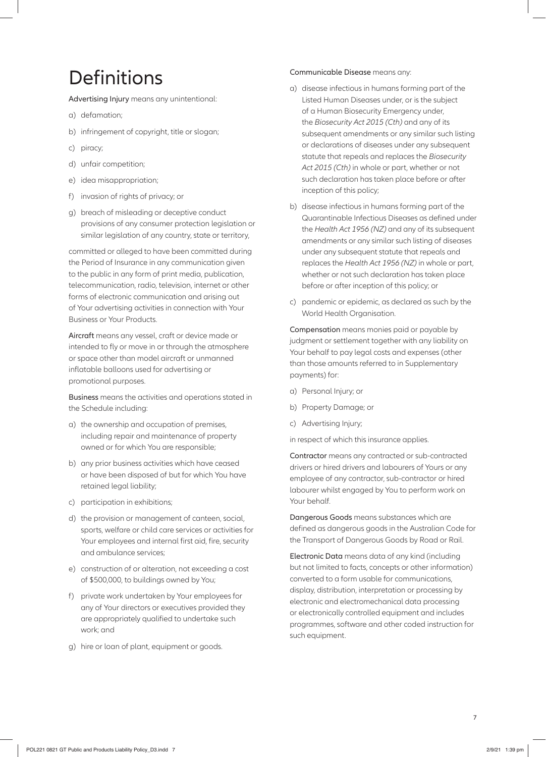# Definitions

**Advertising Injury** means any unintentional:

a) defamation;

b) infringement of copyright, title or slogan;

c) piracy;

d) unfair competition;

e) idea misappropriation;

f) invasion of rights of privacy; or

g) breach of misleading or deceptive conduct provisions of any consumer protection legislation or similar legislation of any country, state or territory,

committed or alleged to have been committed during the Period of Insurance in any communication given to the public in any form of print media, publication, telecommunication, radio, television, internet or other forms of electronic communication and arising out of Your advertising activities in connection with Your Business or Your Products.

**Aircraft** means any vessel, craft or device made or intended to fly or move in or through the atmosphere or space other than model aircraft or unmanned inflatable balloons used for advertising or promotional purposes.

**Business** means the activities and operations stated in the Schedule including:

a) the ownership and occupation of premises, including repair and maintenance of property owned or for which You are responsible;

b) any prior business activities which have ceased or have been disposed of but for which You have retained legal liability;

c) participation in exhibitions;

d) the provision or management of canteen, social, sports, welfare or child care services or activities for Your employees and internal first aid, fire, security and ambulance services;

e) construction of or alteration, not exceeding a cost of $500,000, to buildings owned by You;

f) private work undertaken by Your employees for any of Your directors or executives provided they are appropriately qualified to undertake such work; and

g) hire or loan of plant, equipment or goods.

**Communicable Disease** means any:

a) disease infectious in humans forming part of the Listed Human Diseases under, or is the subject of a Human Biosecurity Emergency under, the *Biosecurity Act 2015 (Cth)* and any of its subsequent amendments or any similar such listing or declarations of diseases under any subsequent statute that repeals and replaces the *Biosecurity Act 2015 (Cth)* in whole or part, whether or not such declaration has taken place before or after inception of this policy;

b) disease infectious in humans forming part of the Quarantinable Infectious Diseases as defined under the *Health Act 1956 (NZ)* and any of its subsequent amendments or any similar such listing of diseases under any subsequent statute that repeals and replaces the *Health Act 1956 (NZ)* in whole or part, whether or not such declaration has taken place before or after inception of this policy; or

c) pandemic or epidemic, as declared as such by the World Health Organisation.

**Compensation** means monies paid or payable by judgment or settlement together with any liability on Your behalf to pay legal costs and expenses (other than those amounts referred to in Supplementary payments) for:

a) Personal Injury; or

b) Property Damage; or

c) Advertising Injury;

in respect of which this insurance applies.

**Contractor** means any contracted or sub-contracted drivers or hired drivers and labourers of Yours or any employee of any contractor, sub-contractor or hired labourer whilst engaged by You to perform work on Your behalf.

**Dangerous Goods** means substances which are defined as dangerous goods in the Australian Code for the Transport of Dangerous Goods by Road or Rail.

**Electronic Data** means data of any kind (including but not limited to facts, concepts or other information) converted to a form usable for communications, display, distribution, interpretation or processing by electronic and electromechanical data processing or electronically controlled equipment and includes programmes, software and other coded instruction for such equipment.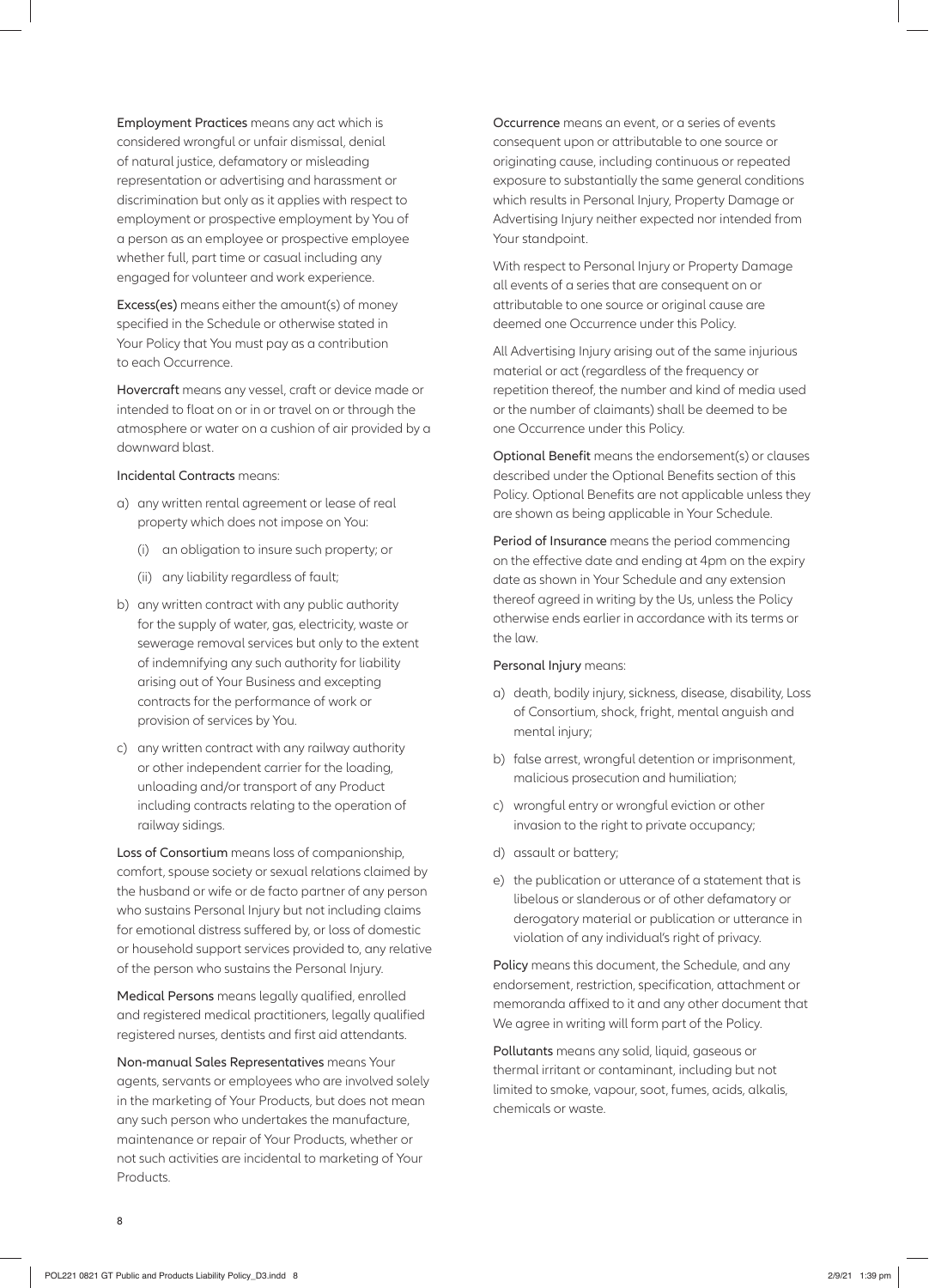**Employment Practices** means any act which is considered wrongful or unfair dismissal, denial of natural justice, defamatory or misleading representation or advertising and harassment or discrimination but only as it applies with respect to employment or prospective employment by You of a person as an employee or prospective employee whether full, part time or casual including any engaged for volunteer and work experience.

**Excess(es)** means either the amount(s) of money specified in the Schedule or otherwise stated in Your Policy that You must pay as a contribution to each Occurrence.

**Hovercraft** means any vessel, craft or device made or intended to float on or in or travel on or through the atmosphere or water on a cushion of air provided by a downward blast.

**Incidental Contracts** means:

a) any written rental agreement or lease of real property which does not impose on You:
   (i) an obligation to insure such property; or
   (ii) any liability regardless of fault;

b) any written contract with any public authority for the supply of water, gas, electricity, waste or sewerage removal services but only to the extent of indemnifying any such authority for liability arising out of Your Business and excepting contracts for the performance of work or provision of services by You.

c) any written contract with any railway authority or other independent carrier for the loading, unloading and/or transport of any Product including contracts relating to the operation of railway sidings.

**Loss of Consortium** means loss of companionship, comfort, spouse society or sexual relations claimed by the husband or wife or de facto partner of any person who sustains Personal Injury but not including claims for emotional distress suffered by, or loss of domestic or household support services provided to, any relative of the person who sustains the Personal Injury.

**Medical Persons** means legally qualified, enrolled and registered medical practitioners, legally qualified registered nurses, dentists and first aid attendants.

**Non-manual Sales Representatives** means Your agents, servants or employees who are involved solely in the marketing of Your Products, but does not mean any such person who undertakes the manufacture, maintenance or repair of Your Products, whether or not such activities are incidental to marketing of Your Products.

**Occurrence** means an event, or a series of events consequent upon or attributable to one source or originating cause, including continuous or repeated exposure to substantially the same general conditions which results in Personal Injury, Property Damage or Advertising Injury neither expected nor intended from Your standpoint.

With respect to Personal Injury or Property Damage all events of a series that are consequent on or attributable to one source or original cause are deemed one Occurrence under this Policy.

All Advertising Injury arising out of the same injurious material or act (regardless of the frequency or repetition thereof, the number and kind of media used or the number of claimants) shall be deemed to be one Occurrence under this Policy.

**Optional Benefit** means the endorsement(s) or clauses described under the Optional Benefits section of this Policy. Optional Benefits are not applicable unless they are shown as being applicable in Your Schedule.

**Period of Insurance** means the period commencing on the effective date and ending at 4pm on the expiry date as shown in Your Schedule and any extension thereof agreed in writing by the Us, unless the Policy otherwise ends earlier in accordance with its terms or the law.

**Personal Injury** means:

a) death, bodily injury, sickness, disease, disability, Loss of Consortium, shock, fright, mental anguish and mental injury;

b) false arrest, wrongful detention or imprisonment, malicious prosecution and humiliation;

c) wrongful entry or wrongful eviction or other invasion to the right to private occupancy;

d) assault or battery;

e) the publication or utterance of a statement that is libelous or slanderous or of other defamatory or derogatory material or publication or utterance in violation of any individual's right of privacy.

**Policy** means this document, the Schedule, and any endorsement, restriction, specification, attachment or memoranda affixed to it and any other document that We agree in writing will form part of the Policy.

**Pollutants** means any solid, liquid, gaseous or thermal irritant or contaminant, including but not limited to smoke, vapour, soot, fumes, acids, alkalis, chemicals or waste.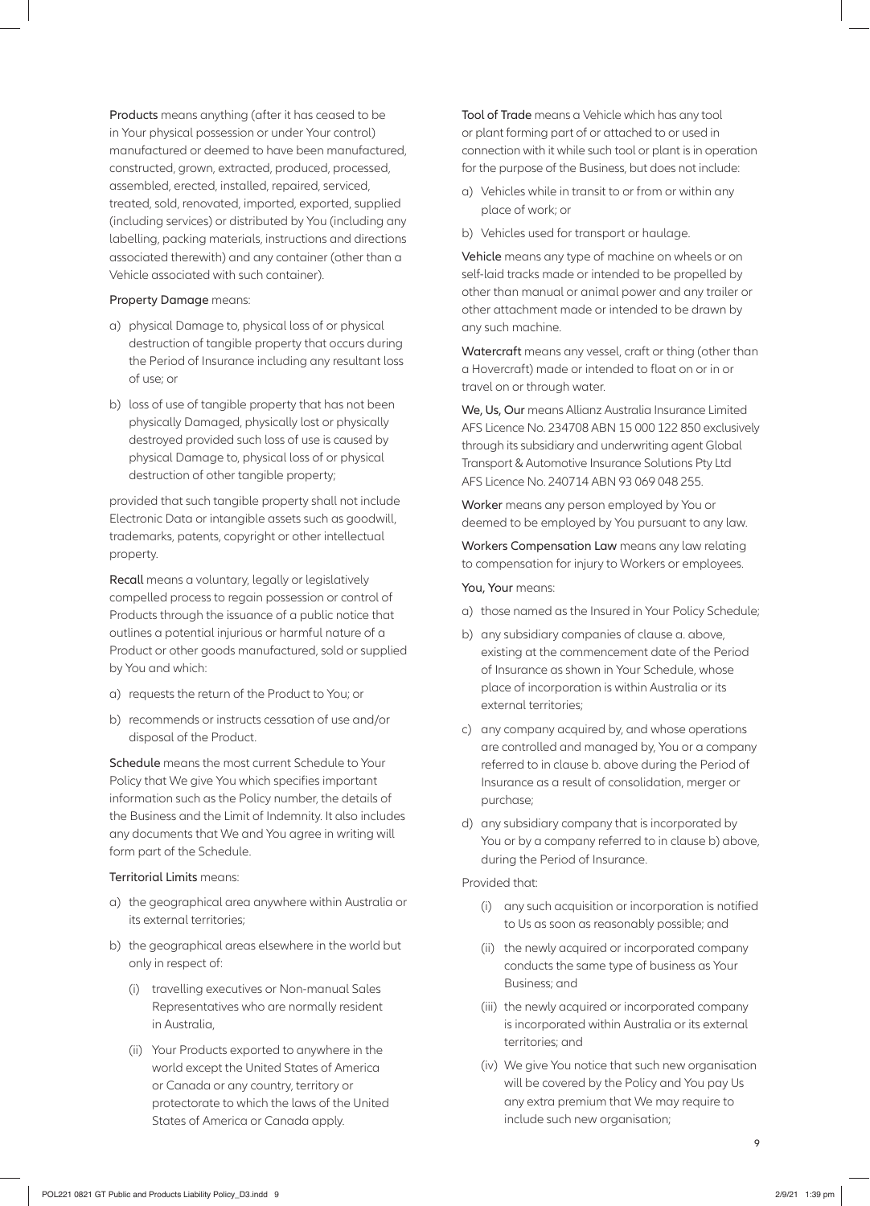**Products** means anything (after it has ceased to be in Your physical possession or under Your control) manufactured or deemed to have been manufactured, constructed, grown, extracted, produced, processed, assembled, erected, installed, repaired, serviced, treated, sold, renovated, imported, exported, supplied (including services) or distributed by You (including any labelling, packing materials, instructions and directions associated therewith) and any container (other than a Vehicle associated with such container).

**Property Damage** means:

a) physical Damage to, physical loss of or physical destruction of tangible property that occurs during the Period of Insurance including any resultant loss of use; or
b) loss of use of tangible property that has not been physically Damaged, physically lost or physically destroyed provided such loss of use is caused by physical Damage to, physical loss of or physical destruction of other tangible property;

provided that such tangible property shall not include Electronic Data or intangible assets such as goodwill, trademarks, patents, copyright or other intellectual property.

**Recall** means a voluntary, legally or legislatively compelled process to regain possession or control of Products through the issuance of a public notice that outlines a potential injurious or harmful nature of a Product or other goods manufactured, sold or supplied by You and which:

a) requests the return of the Product to You; or
b) recommends or instructs cessation of use and/or disposal of the Product.

**Schedule** means the most current Schedule to Your Policy that We give You which specifies important information such as the Policy number, the details of the Business and the Limit of Indemnity. It also includes any documents that We and You agree in writing will form part of the Schedule.

**Territorial Limits** means:

a) the geographical area anywhere within Australia or its external territories;
b) the geographical areas elsewhere in the world but only in respect of:
   (i) travelling executives or Non-manual Sales Representatives who are normally resident in Australia,
   (ii) Your Products exported to anywhere in the world except the United States of America or Canada or any country, territory or protectorate to which the laws of the United States of America or Canada apply.

**Tool of Trade** means a Vehicle which has any tool or plant forming part of or attached to or used in connection with it while such tool or plant is in operation for the purpose of the Business, but does not include:

a) Vehicles while in transit to or from or within any place of work; or
b) Vehicles used for transport or haulage.

**Vehicle** means any type of machine on wheels or on self-laid tracks made or intended to be propelled by other than manual or animal power and any trailer or other attachment made or intended to be drawn by any such machine.

**Watercraft** means any vessel, craft or thing (other than a Hovercraft) made or intended to float on or in or travel on or through water.

**We, Us, Our** means Allianz Australia Insurance Limited AFS Licence No. 234708 ABN 15 000 122 850 exclusively through its subsidiary and underwriting agent Global Transport & Automotive Insurance Solutions Pty Ltd AFS Licence No. 240714 ABN 93 069 048 255.

**Worker** means any person employed by You or deemed to be employed by You pursuant to any law.

**Workers Compensation Law** means any law relating to compensation for injury to Workers or employees.

**You, Your** means:

a) those named as the Insured in Your Policy Schedule;
b) any subsidiary companies of clause a. above, existing at the commencement date of the Period of Insurance as shown in Your Schedule, whose place of incorporation is within Australia or its external territories;
c) any company acquired by, and whose operations are controlled and managed by, You or a company referred to in clause b. above during the Period of Insurance as a result of consolidation, merger or purchase;
d) any subsidiary company that is incorporated by You or by a company referred to in clause b) above, during the Period of Insurance.

Provided that:

(i) any such acquisition or incorporation is notified to Us as soon as reasonably possible; and
(ii) the newly acquired or incorporated company conducts the same type of business as Your Business; and
(iii) the newly acquired or incorporated company is incorporated within Australia or its external territories; and
(iv) We give You notice that such new organisation will be covered by the Policy and You pay Us any extra premium that We may require to include such new organisation;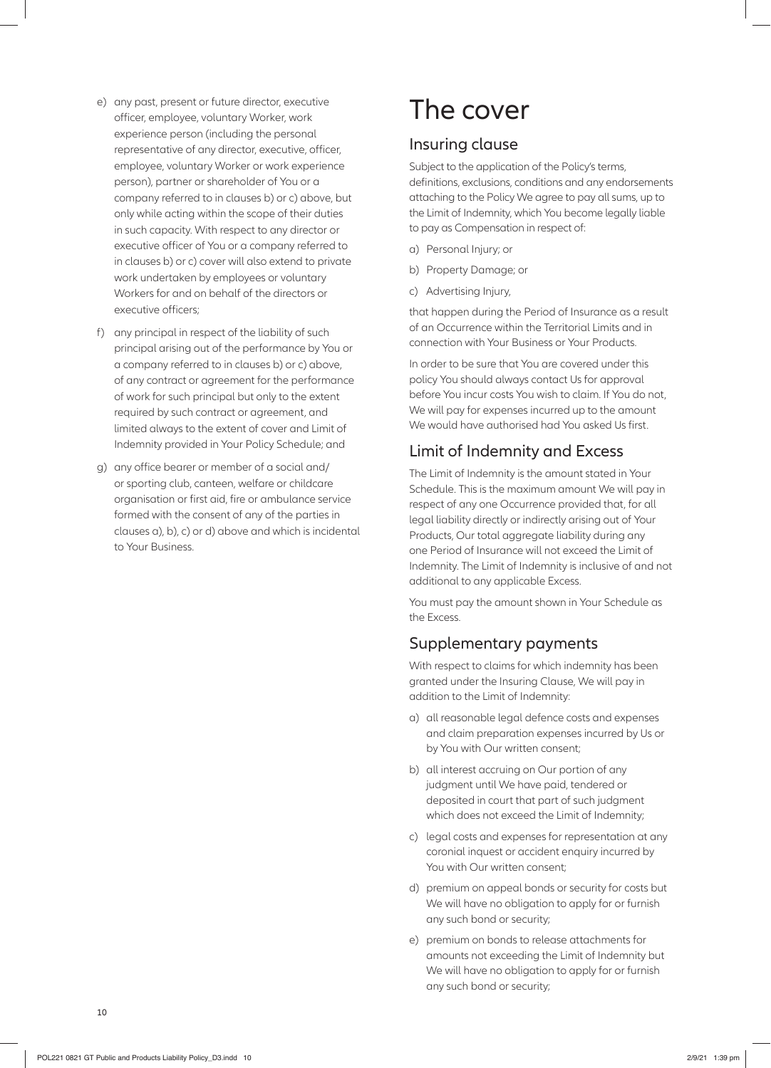e) any past, present or future director, executive officer, employee, voluntary Worker, work experience person (including the personal representative of any director, executive, officer, employee, voluntary Worker or work experience person), partner or shareholder of You or a company referred to in clauses b) or c) above, but only while acting within the scope of their duties in such capacity. With respect to any director or executive officer of You or a company referred to in clauses b) or c) cover will also extend to private work undertaken by employees or voluntary Workers for and on behalf of the directors or executive officers;

f) any principal in respect of the liability of such principal arising out of the performance by You or a company referred to in clauses b) or c) above, of any contract or agreement for the performance of work for such principal but only to the extent required by such contract or agreement, and limited always to the extent of cover and Limit of Indemnity provided in Your Policy Schedule; and

g) any office bearer or member of a social and/ or sporting club, canteen, welfare or childcare organisation or first aid, fire or ambulance service formed with the consent of any of the parties in clauses a), b), c) or d) above and which is incidental to Your Business.

# The cover

## Insuring clause

Subject to the application of the Policy's terms, definitions, exclusions, conditions and any endorsements attaching to the Policy We agree to pay all sums, up to the Limit of Indemnity, which You become legally liable to pay as Compensation in respect of:

a) Personal Injury; or

b) Property Damage; or

c) Advertising Injury,

that happen during the Period of Insurance as a result of an Occurrence within the Territorial Limits and in connection with Your Business or Your Products.

In order to be sure that You are covered under this policy You should always contact Us for approval before You incur costs You wish to claim. If You do not, We will pay for expenses incurred up to the amount We would have authorised had You asked Us first.

## Limit of Indemnity and Excess

The Limit of Indemnity is the amount stated in Your Schedule. This is the maximum amount We will pay in respect of any one Occurrence provided that, for all legal liability directly or indirectly arising out of Your Products, Our total aggregate liability during any one Period of Insurance will not exceed the Limit of Indemnity. The Limit of Indemnity is inclusive of and not additional to any applicable Excess.

You must pay the amount shown in Your Schedule as the Excess.

## Supplementary payments

With respect to claims for which indemnity has been granted under the Insuring Clause, We will pay in addition to the Limit of Indemnity:

a) all reasonable legal defence costs and expenses and claim preparation expenses incurred by Us or by You with Our written consent;

b) all interest accruing on Our portion of any judgment until We have paid, tendered or deposited in court that part of such judgment which does not exceed the Limit of Indemnity;

c) legal costs and expenses for representation at any coronial inquest or accident enquiry incurred by You with Our written consent;

d) premium on appeal bonds or security for costs but We will have no obligation to apply for or furnish any such bond or security;

e) premium on bonds to release attachments for amounts not exceeding the Limit of Indemnity but We will have no obligation to apply for or furnish any such bond or security;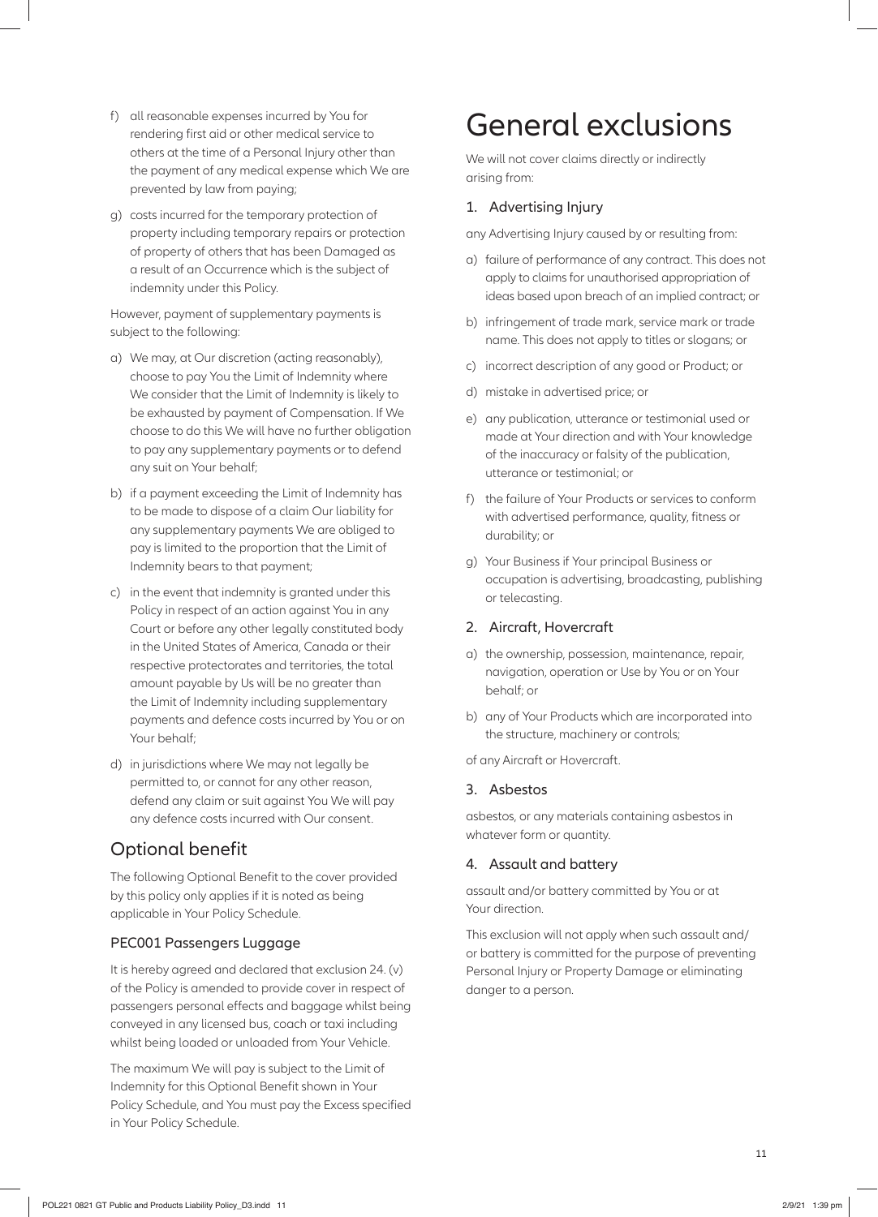f) all reasonable expenses incurred by You for rendering first aid or other medical service to others at the time of a Personal Injury other than the payment of any medical expense which We are prevented by law from paying;

g) costs incurred for the temporary protection of property including temporary repairs or protection of property of others that has been Damaged as a result of an Occurrence which is the subject of indemnity under this Policy.

However, payment of supplementary payments is subject to the following:

a) We may, at Our discretion (acting reasonably), choose to pay You the Limit of Indemnity where We consider that the Limit of Indemnity is likely to be exhausted by payment of Compensation. If We choose to do this We will have no further obligation to pay any supplementary payments or to defend any suit on Your behalf;

b) if a payment exceeding the Limit of Indemnity has to be made to dispose of a claim Our liability for any supplementary payments We are obliged to pay is limited to the proportion that the Limit of Indemnity bears to that payment;

c) in the event that indemnity is granted under this Policy in respect of an action against You in any Court or before any other legally constituted body in the United States of America, Canada or their respective protectorates and territories, the total amount payable by Us will be no greater than the Limit of Indemnity including supplementary payments and defence costs incurred by You or on Your behalf;

d) in jurisdictions where We may not legally be permitted to, or cannot for any other reason, defend any claim or suit against You We will pay any defence costs incurred with Our consent.

## Optional benefit

The following Optional Benefit to the cover provided by this policy only applies if it is noted as being applicable in Your Policy Schedule.

### PEC001 Passengers Luggage

It is hereby agreed and declared that exclusion 24. (v) of the Policy is amended to provide cover in respect of passengers personal effects and baggage whilst being conveyed in any licensed bus, coach or taxi including whilst being loaded or unloaded from Your Vehicle.

The maximum We will pay is subject to the Limit of Indemnity for this Optional Benefit shown in Your Policy Schedule, and You must pay the Excess specified in Your Policy Schedule.

# General exclusions

We will not cover claims directly or indirectly arising from:

### 1. Advertising Injury

any Advertising Injury caused by or resulting from:

a) failure of performance of any contract. This does not apply to claims for unauthorised appropriation of ideas based upon breach of an implied contract; or

b) infringement of trade mark, service mark or trade name. This does not apply to titles or slogans; or

c) incorrect description of any good or Product; or

d) mistake in advertised price; or

e) any publication, utterance or testimonial used or made at Your direction and with Your knowledge of the inaccuracy or falsity of the publication, utterance or testimonial; or

f) the failure of Your Products or services to conform with advertised performance, quality, fitness or durability; or

g) Your Business if Your principal Business or occupation is advertising, broadcasting, publishing or telecasting.

### 2. Aircraft, Hovercraft

a) the ownership, possession, maintenance, repair, navigation, operation or Use by You or on Your behalf; or

b) any of Your Products which are incorporated into the structure, machinery or controls;

of any Aircraft or Hovercraft.

### 3. Asbestos

asbestos, or any materials containing asbestos in whatever form or quantity.

### 4. Assault and battery

assault and/or battery committed by You or at Your direction.

This exclusion will not apply when such assault and/or battery is committed for the purpose of preventing Personal Injury or Property Damage or eliminating danger to a person.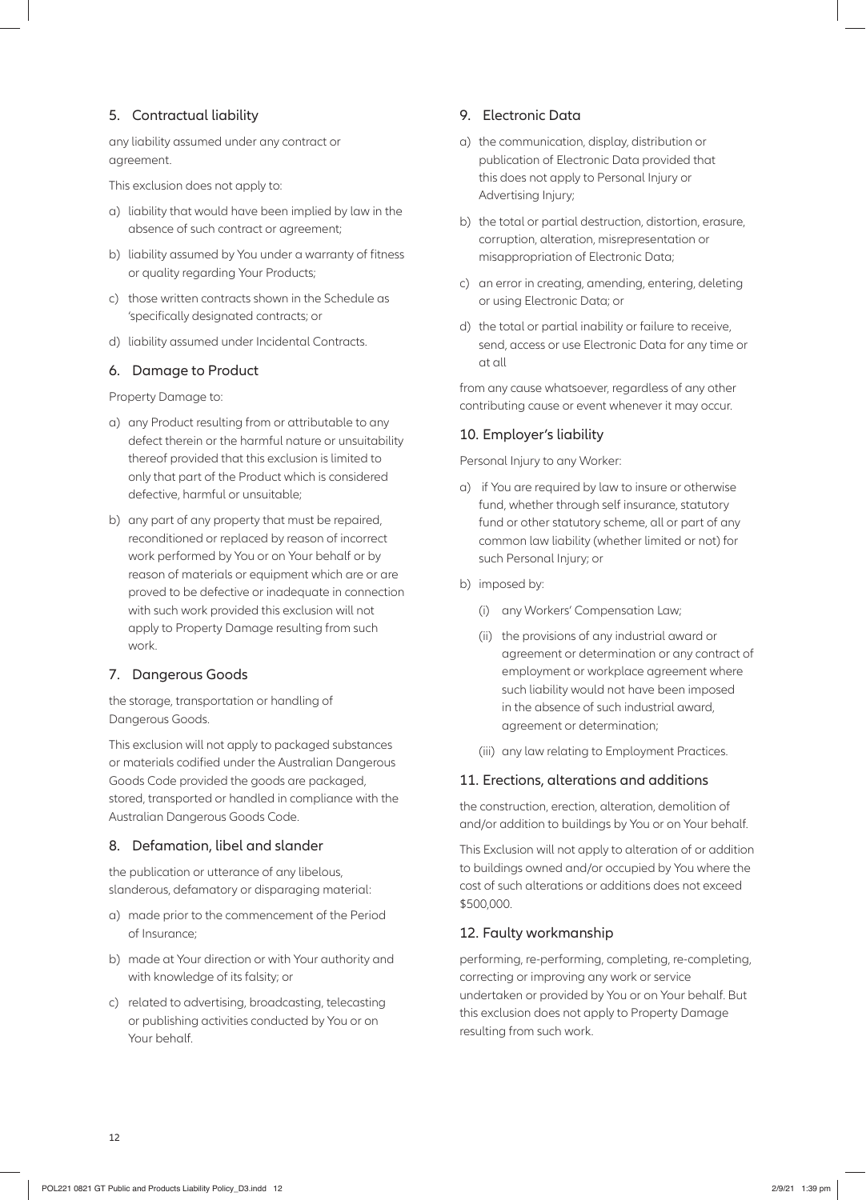### 5. Contractual liability

any liability assumed under any contract or agreement.

This exclusion does not apply to:

a) liability that would have been implied by law in the absence of such contract or agreement;
b) liability assumed by You under a warranty of fitness or quality regarding Your Products;
c) those written contracts shown in the Schedule as 'specifically designated contracts; or
d) liability assumed under Incidental Contracts.

### 6. Damage to Product

Property Damage to:

a) any Product resulting from or attributable to any defect therein or the harmful nature or unsuitability thereof provided that this exclusion is limited to only that part of the Product which is considered defective, harmful or unsuitable;
b) any part of any property that must be repaired, reconditioned or replaced by reason of incorrect work performed by You or on Your behalf or by reason of materials or equipment which are or are proved to be defective or inadequate in connection with such work provided this exclusion will not apply to Property Damage resulting from such work.

### 7. Dangerous Goods

the storage, transportation or handling of Dangerous Goods.

This exclusion will not apply to packaged substances or materials codified under the Australian Dangerous Goods Code provided the goods are packaged, stored, transported or handled in compliance with the Australian Dangerous Goods Code.

### 8. Defamation, libel and slander

the publication or utterance of any libelous, slanderous, defamatory or disparaging material:

a) made prior to the commencement of the Period of Insurance;
b) made at Your direction or with Your authority and with knowledge of its falsity; or
c) related to advertising, broadcasting, telecasting or publishing activities conducted by You or on Your behalf.

### 9. Electronic Data

a) the communication, display, distribution or publication of Electronic Data provided that this does not apply to Personal Injury or Advertising Injury;
b) the total or partial destruction, distortion, erasure, corruption, alteration, misrepresentation or misappropriation of Electronic Data;
c) an error in creating, amending, entering, deleting or using Electronic Data; or
d) the total or partial inability or failure to receive, send, access or use Electronic Data for any time or at all

from any cause whatsoever, regardless of any other contributing cause or event whenever it may occur.

### 10. Employer's liability

Personal Injury to any Worker:

a) if You are required by law to insure or otherwise fund, whether through self insurance, statutory fund or other statutory scheme, all or part of any common law liability (whether limited or not) for such Personal Injury; or
b) imposed by:
   (i) any Workers' Compensation Law;
   (ii) the provisions of any industrial award or agreement or determination or any contract of employment or workplace agreement where such liability would not have been imposed in the absence of such industrial award, agreement or determination;
   (iii) any law relating to Employment Practices.

### 11. Erections, alterations and additions

the construction, erection, alteration, demolition of and/or addition to buildings by You or on Your behalf.

This Exclusion will not apply to alteration of or addition to buildings owned and/or occupied by You where the cost of such alterations or additions does not exceed $500,000.

### 12. Faulty workmanship

performing, re-performing, completing, re-completing, correcting or improving any work or service undertaken or provided by You or on Your behalf. But this exclusion does not apply to Property Damage resulting from such work.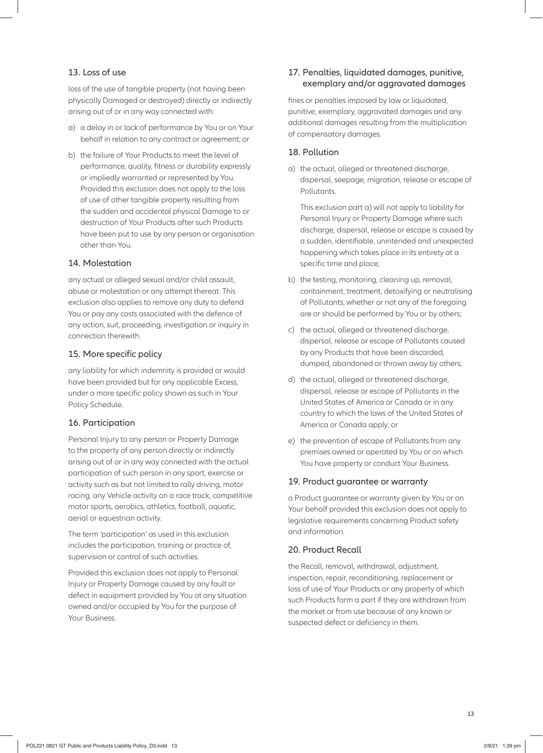### 13. Loss of use

loss of the use of tangible property (not having been physically Damaged or destroyed) directly or indirectly arising out of or in any way connected with:

a) a delay in or lack of performance by You or on Your behalf in relation to any contract or agreement; or

b) the failure of Your Products to meet the level of performance, quality, fitness or durability expressly or impliedly warranted or represented by You. Provided this exclusion does not apply to the loss of use of other tangible property resulting from the sudden and accidental physical Damage to or destruction of Your Products after such Products have been put to use by any person or organisation other than You.

### 14. Molestation

any actual or alleged sexual and/or child assault, abuse or molestation or any attempt thereat. This exclusion also applies to remove any duty to defend You or pay any costs associated with the defence of any action, suit, proceeding, investigation or inquiry in connection therewith.

### 15. More specific policy

any liability for which indemnity is provided or would have been provided but for any applicable Excess, under a more specific policy shown as such in Your Policy Schedule.

### 16. Participation

Personal Injury to any person or Property Damage to the property of any person directly or indirectly arising out of or in any way connected with the actual participation of such person in any sport, exercise or activity such as but not limited to rally driving, motor racing, any Vehicle activity on a race track, competitive motor sports, aerobics, athletics, football, aquatic, aerial or equestrian activity.

The term 'participation' as used in this exclusion includes the participation, training or practice of, supervision or control of such activities.

Provided this exclusion does not apply to Personal Injury or Property Damage caused by any fault or defect in equipment provided by You at any situation owned and/or occupied by You for the purpose of Your Business.

### 17. Penalties, liquidated damages, punitive, exemplary and/or aggravated damages

fines or penalties imposed by law or liquidated, punitive, exemplary, aggravated damages and any additional damages resulting from the multiplication of compensatory damages.

### 18. Pollution

a) the actual, alleged or threatened discharge, dispersal, seepage, migration, release or escape of Pollutants.

   This exclusion part a) will not apply to liability for Personal Injury or Property Damage where such discharge, dispersal, release or escape is caused by a sudden, identifiable, unintended and unexpected happening which takes place in its entirety at a specific time and place;

b) the testing, monitoring, cleaning up, removal, containment, treatment, detoxifying or neutralising of Pollutants, whether or not any of the foregoing are or should be performed by You or by others;

c) the actual, alleged or threatened discharge, dispersal, release or escape of Pollutants caused by any Products that have been discarded, dumped, abandoned or thrown away by others;

d) the actual, alleged or threatened discharge, dispersal, release or escape of Pollutants in the United States of America or Canada or in any country to which the laws of the United States of America or Canada apply; or

e) the prevention of escape of Pollutants from any premises owned or operated by You or on which You have property or conduct Your Business.

### 19. Product guarantee or warranty

a Product guarantee or warranty given by You or on Your behalf provided this exclusion does not apply to legislative requirements concerning Product safety and information.

### 20. Product Recall

the Recall, removal, withdrawal, adjustment, inspection, repair, reconditioning, replacement or loss of use of Your Products or any property of which such Products form a part if they are withdrawn from the market or from use because of any known or suspected defect or deficiency in them.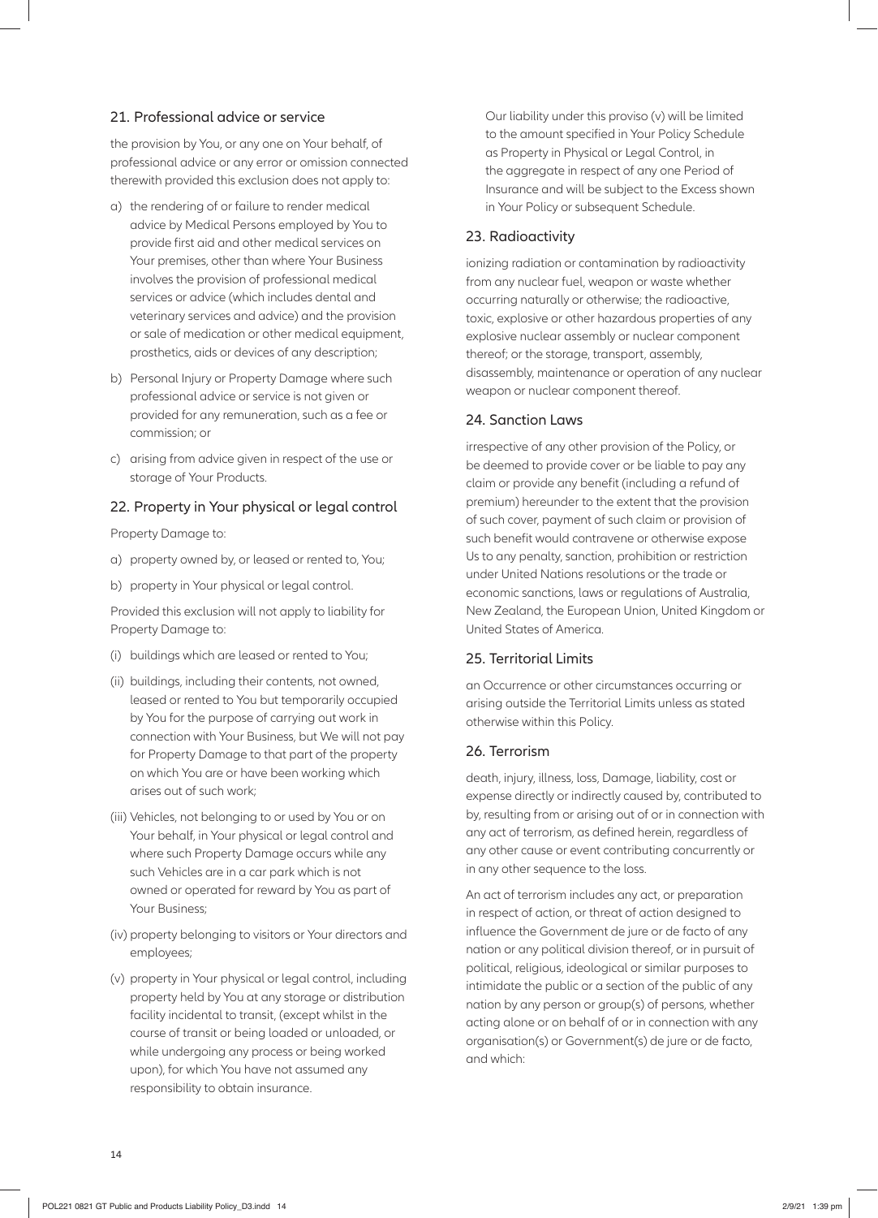### 21. Professional advice or service

the provision by You, or any one on Your behalf, of professional advice or any error or omission connected therewith provided this exclusion does not apply to:

a) the rendering of or failure to render medical advice by Medical Persons employed by You to provide first aid and other medical services on Your premises, other than where Your Business involves the provision of professional medical services or advice (which includes dental and veterinary services and advice) and the provision or sale of medication or other medical equipment, prosthetics, aids or devices of any description;

b) Personal Injury or Property Damage where such professional advice or service is not given or provided for any remuneration, such as a fee or commission; or

c) arising from advice given in respect of the use or storage of Your Products.

### 22. Property in Your physical or legal control

Property Damage to:

a) property owned by, or leased or rented to, You;

b) property in Your physical or legal control.

Provided this exclusion will not apply to liability for Property Damage to:

(i) buildings which are leased or rented to You;

(ii) buildings, including their contents, not owned, leased or rented to You but temporarily occupied by You for the purpose of carrying out work in connection with Your Business, but We will not pay for Property Damage to that part of the property on which You are or have been working which arises out of such work;

(iii) Vehicles, not belonging to or used by You or on Your behalf, in Your physical or legal control and where such Property Damage occurs while any such Vehicles are in a car park which is not owned or operated for reward by You as part of Your Business;

(iv) property belonging to visitors or Your directors and employees;

(v) property in Your physical or legal control, including property held by You at any storage or distribution facility incidental to transit, (except whilst in the course of transit or being loaded or unloaded, or while undergoing any process or being worked upon), for which You have not assumed any responsibility to obtain insurance.

Our liability under this proviso (v) will be limited to the amount specified in Your Policy Schedule as Property in Physical or Legal Control, in the aggregate in respect of any one Period of Insurance and will be subject to the Excess shown in Your Policy or subsequent Schedule.

### 23. Radioactivity

ionizing radiation or contamination by radioactivity from any nuclear fuel, weapon or waste whether occurring naturally or otherwise; the radioactive, toxic, explosive or other hazardous properties of any explosive nuclear assembly or nuclear component thereof; or the storage, transport, assembly, disassembly, maintenance or operation of any nuclear weapon or nuclear component thereof.

### 24. Sanction Laws

irrespective of any other provision of the Policy, or be deemed to provide cover or be liable to pay any claim or provide any benefit (including a refund of premium) hereunder to the extent that the provision of such cover, payment of such claim or provision of such benefit would contravene or otherwise expose Us to any penalty, sanction, prohibition or restriction under United Nations resolutions or the trade or economic sanctions, laws or regulations of Australia, New Zealand, the European Union, United Kingdom or United States of America.

### 25. Territorial Limits

an Occurrence or other circumstances occurring or arising outside the Territorial Limits unless as stated otherwise within this Policy.

### 26. Terrorism

death, injury, illness, loss, Damage, liability, cost or expense directly or indirectly caused by, contributed to by, resulting from or arising out of or in connection with any act of terrorism, as defined herein, regardless of any other cause or event contributing concurrently or in any other sequence to the loss.

An act of terrorism includes any act, or preparation in respect of action, or threat of action designed to influence the Government de jure or de facto of any nation or any political division thereof, or in pursuit of political, religious, ideological or similar purposes to intimidate the public or a section of the public of any nation by any person or group(s) of persons, whether acting alone or on behalf of or in connection with any organisation(s) or Government(s) de jure or de facto, and which: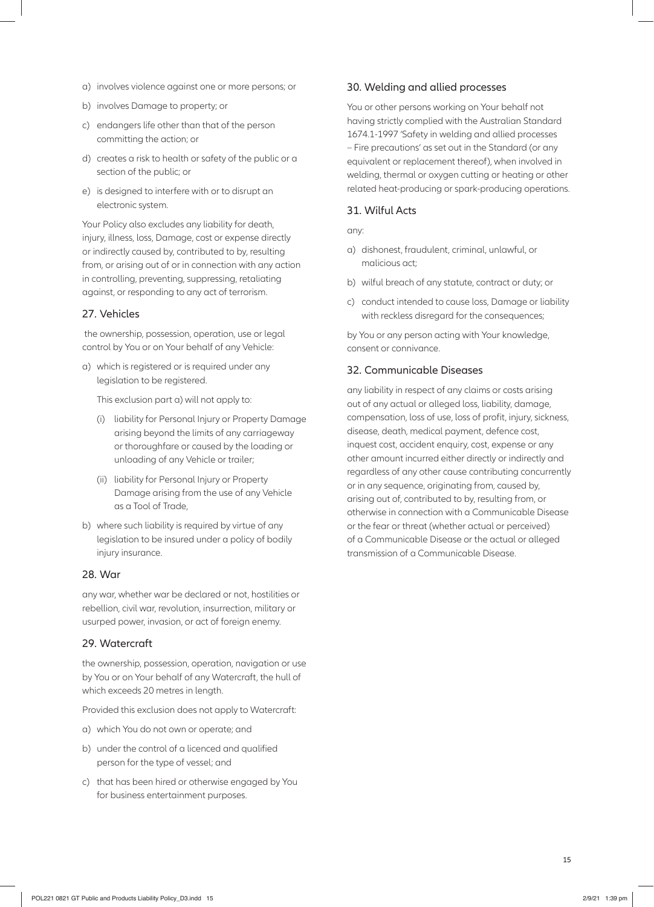a) involves violence against one or more persons; or

b) involves Damage to property; or

c) endangers life other than that of the person committing the action; or

d) creates a risk to health or safety of the public or a section of the public; or

e) is designed to interfere with or to disrupt an electronic system.

Your Policy also excludes any liability for death, injury, illness, loss, Damage, cost or expense directly or indirectly caused by, contributed to by, resulting from, or arising out of or in connection with any action in controlling, preventing, suppressing, retaliating against, or responding to any act of terrorism.

### 27. Vehicles

the ownership, possession, operation, use or legal control by You or on Your behalf of any Vehicle:

a) which is registered or is required under any legislation to be registered.

   This exclusion part a) will not apply to:

   (i) liability for Personal Injury or Property Damage arising beyond the limits of any carriageway or thoroughfare or caused by the loading or unloading of any Vehicle or trailer;

   (ii) liability for Personal Injury or Property Damage arising from the use of any Vehicle as a Tool of Trade,

b) where such liability is required by virtue of any legislation to be insured under a policy of bodily injury insurance.

### 28. War

any war, whether war be declared or not, hostilities or rebellion, civil war, revolution, insurrection, military or usurped power, invasion, or act of foreign enemy.

### 29. Watercraft

the ownership, possession, operation, navigation or use by You or on Your behalf of any Watercraft, the hull of which exceeds 20 metres in length.

Provided this exclusion does not apply to Watercraft:

a) which You do not own or operate; and

b) under the control of a licenced and qualified person for the type of vessel; and

c) that has been hired or otherwise engaged by You for business entertainment purposes.

### 30. Welding and allied processes

You or other persons working on Your behalf not having strictly complied with the Australian Standard 1674.1-1997 'Safety in welding and allied processes – Fire precautions' as set out in the Standard (or any equivalent or replacement thereof), when involved in welding, thermal or oxygen cutting or heating or other related heat-producing or spark-producing operations.

### 31. Wilful Acts

any:

a) dishonest, fraudulent, criminal, unlawful, or malicious act;

b) wilful breach of any statute, contract or duty; or

c) conduct intended to cause loss, Damage or liability with reckless disregard for the consequences;

by You or any person acting with Your knowledge, consent or connivance.

### 32. Communicable Diseases

any liability in respect of any claims or costs arising out of any actual or alleged loss, liability, damage, compensation, loss of use, loss of profit, injury, sickness, disease, death, medical payment, defence cost, inquest cost, accident enquiry, cost, expense or any other amount incurred either directly or indirectly and regardless of any other cause contributing concurrently or in any sequence, originating from, caused by, arising out of, contributed to by, resulting from, or otherwise in connection with a Communicable Disease or the fear or threat (whether actual or perceived) of a Communicable Disease or the actual or alleged transmission of a Communicable Disease.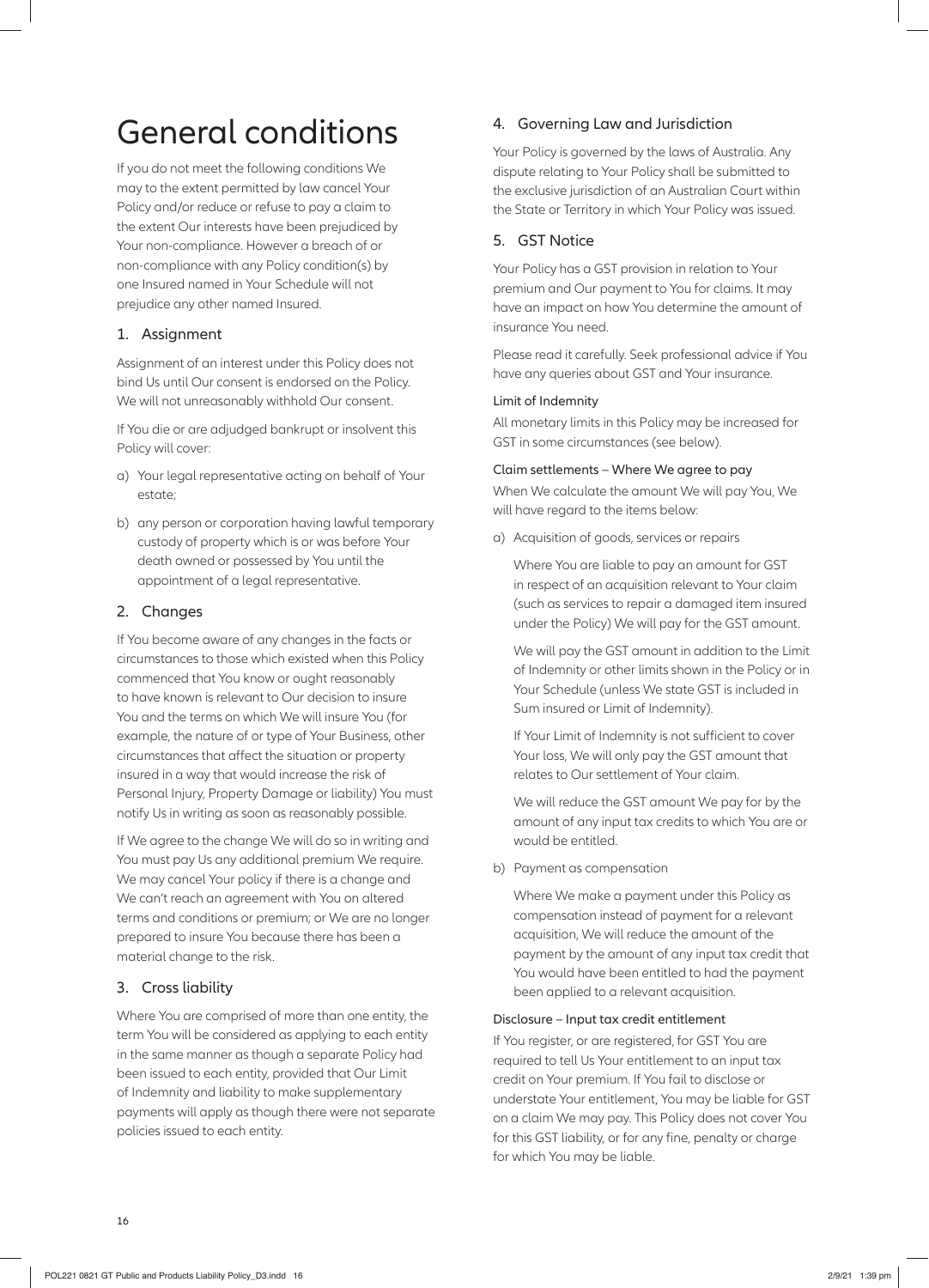# General conditions

If you do not meet the following conditions We may to the extent permitted by law cancel Your Policy and/or reduce or refuse to pay a claim to the extent Our interests have been prejudiced by Your non-compliance. However a breach of or non-compliance with any Policy condition(s) by one Insured named in Your Schedule will not prejudice any other named Insured.

## 1. Assignment

Assignment of an interest under this Policy does not bind Us until Our consent is endorsed on the Policy. We will not unreasonably withhold Our consent.

If You die or are adjudged bankrupt or insolvent this Policy will cover:

a) Your legal representative acting on behalf of Your estate;

b) any person or corporation having lawful temporary custody of property which is or was before Your death owned or possessed by You until the appointment of a legal representative.

## 2. Changes

If You become aware of any changes in the facts or circumstances to those which existed when this Policy commenced that You know or ought reasonably to have known is relevant to Our decision to insure You and the terms on which We will insure You (for example, the nature of or type of Your Business, other circumstances that affect the situation or property insured in a way that would increase the risk of Personal Injury, Property Damage or liability) You must notify Us in writing as soon as reasonably possible.

If We agree to the change We will do so in writing and You must pay Us any additional premium We require. We may cancel Your policy if there is a change and We can't reach an agreement with You on altered terms and conditions or premium; or We are no longer prepared to insure You because there has been a material change to the risk.

## 3. Cross liability

Where You are comprised of more than one entity, the term You will be considered as applying to each entity in the same manner as though a separate Policy had been issued to each entity, provided that Our Limit of Indemnity and liability to make supplementary payments will apply as though there were not separate policies issued to each entity.

## 4. Governing Law and Jurisdiction

Your Policy is governed by the laws of Australia. Any dispute relating to Your Policy shall be submitted to the exclusive jurisdiction of an Australian Court within the State or Territory in which Your Policy was issued.

## 5. GST Notice

Your Policy has a GST provision in relation to Your premium and Our payment to You for claims. It may have an impact on how You determine the amount of insurance You need.

Please read it carefully. Seek professional advice if You have any queries about GST and Your insurance.

### Limit of Indemnity

All monetary limits in this Policy may be increased for GST in some circumstances (see below).

### Claim settlements – Where We agree to pay

When We calculate the amount We will pay You, We will have regard to the items below:

a) Acquisition of goods, services or repairs

   Where You are liable to pay an amount for GST in respect of an acquisition relevant to Your claim (such as services to repair a damaged item insured under the Policy) We will pay for the GST amount.

   We will pay the GST amount in addition to the Limit of Indemnity or other limits shown in the Policy or in Your Schedule (unless We state GST is included in Sum insured or Limit of Indemnity).

   If Your Limit of Indemnity is not sufficient to cover Your loss, We will only pay the GST amount that relates to Our settlement of Your claim.

   We will reduce the GST amount We pay for by the amount of any input tax credits to which You are or would be entitled.

b) Payment as compensation

   Where We make a payment under this Policy as compensation instead of payment for a relevant acquisition, We will reduce the amount of the payment by the amount of any input tax credit that You would have been entitled to had the payment been applied to a relevant acquisition.

### Disclosure – Input tax credit entitlement

If You register, or are registered, for GST You are required to tell Us Your entitlement to an input tax credit on Your premium. If You fail to disclose or understate Your entitlement, You may be liable for GST on a claim We may pay. This Policy does not cover You for this GST liability, or for any fine, penalty or charge for which You may be liable.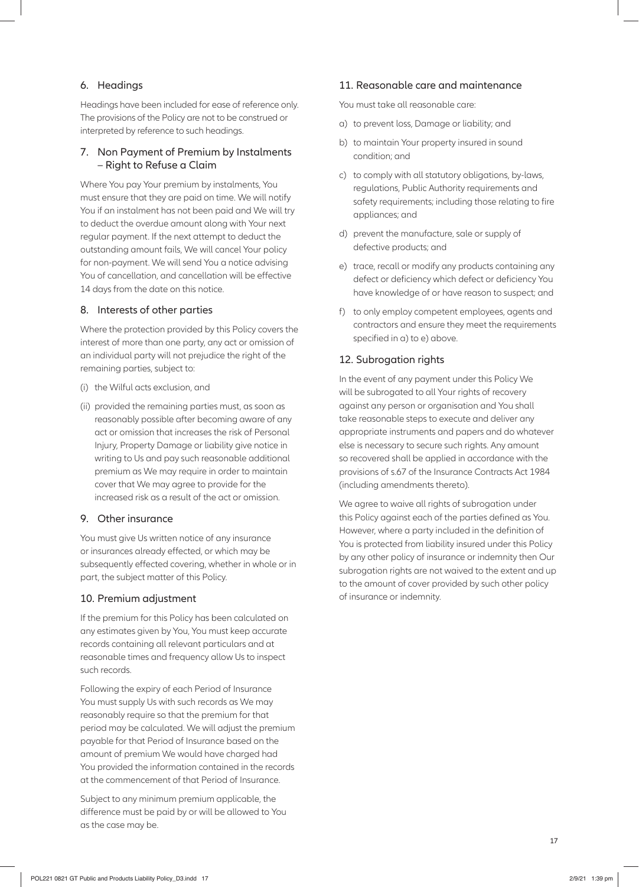## 6. Headings

Headings have been included for ease of reference only. The provisions of the Policy are not to be construed or interpreted by reference to such headings.

## 7. Non Payment of Premium by Instalments – Right to Refuse a Claim

Where You pay Your premium by instalments, You must ensure that they are paid on time. We will notify You if an instalment has not been paid and We will try to deduct the overdue amount along with Your next regular payment. If the next attempt to deduct the outstanding amount fails, We will cancel Your policy for non-payment. We will send You a notice advising You of cancellation, and cancellation will be effective 14 days from the date on this notice.

## 8. Interests of other parties

Where the protection provided by this Policy covers the interest of more than one party, any act or omission of an individual party will not prejudice the right of the remaining parties, subject to:

(i) the Wilful acts exclusion, and

(ii) provided the remaining parties must, as soon as reasonably possible after becoming aware of any act or omission that increases the risk of Personal Injury, Property Damage or liability give notice in writing to Us and pay such reasonable additional premium as We may require in order to maintain cover that We may agree to provide for the increased risk as a result of the act or omission.

## 9. Other insurance

You must give Us written notice of any insurance or insurances already effected, or which may be subsequently effected covering, whether in whole or in part, the subject matter of this Policy.

## 10. Premium adjustment

If the premium for this Policy has been calculated on any estimates given by You, You must keep accurate records containing all relevant particulars and at reasonable times and frequency allow Us to inspect such records.

Following the expiry of each Period of Insurance You must supply Us with such records as We may reasonably require so that the premium for that period may be calculated. We will adjust the premium payable for that Period of Insurance based on the amount of premium We would have charged had You provided the information contained in the records at the commencement of that Period of Insurance.

Subject to any minimum premium applicable, the difference must be paid by or will be allowed to You as the case may be.

## 11. Reasonable care and maintenance

You must take all reasonable care:

a) to prevent loss, Damage or liability; and

b) to maintain Your property insured in sound condition; and

c) to comply with all statutory obligations, by-laws, regulations, Public Authority requirements and safety requirements; including those relating to fire appliances; and

d) prevent the manufacture, sale or supply of defective products; and

e) trace, recall or modify any products containing any defect or deficiency which defect or deficiency You have knowledge of or have reason to suspect; and

f) to only employ competent employees, agents and contractors and ensure they meet the requirements specified in a) to e) above.

## 12. Subrogation rights

In the event of any payment under this Policy We will be subrogated to all Your rights of recovery against any person or organisation and You shall take reasonable steps to execute and deliver any appropriate instruments and papers and do whatever else is necessary to secure such rights. Any amount so recovered shall be applied in accordance with the provisions of s.67 of the Insurance Contracts Act 1984 (including amendments thereto).

We agree to waive all rights of subrogation under this Policy against each of the parties defined as You. However, where a party included in the definition of You is protected from liability insured under this Policy by any other policy of insurance or indemnity then Our subrogation rights are not waived to the extent and up to the amount of cover provided by such other policy of insurance or indemnity.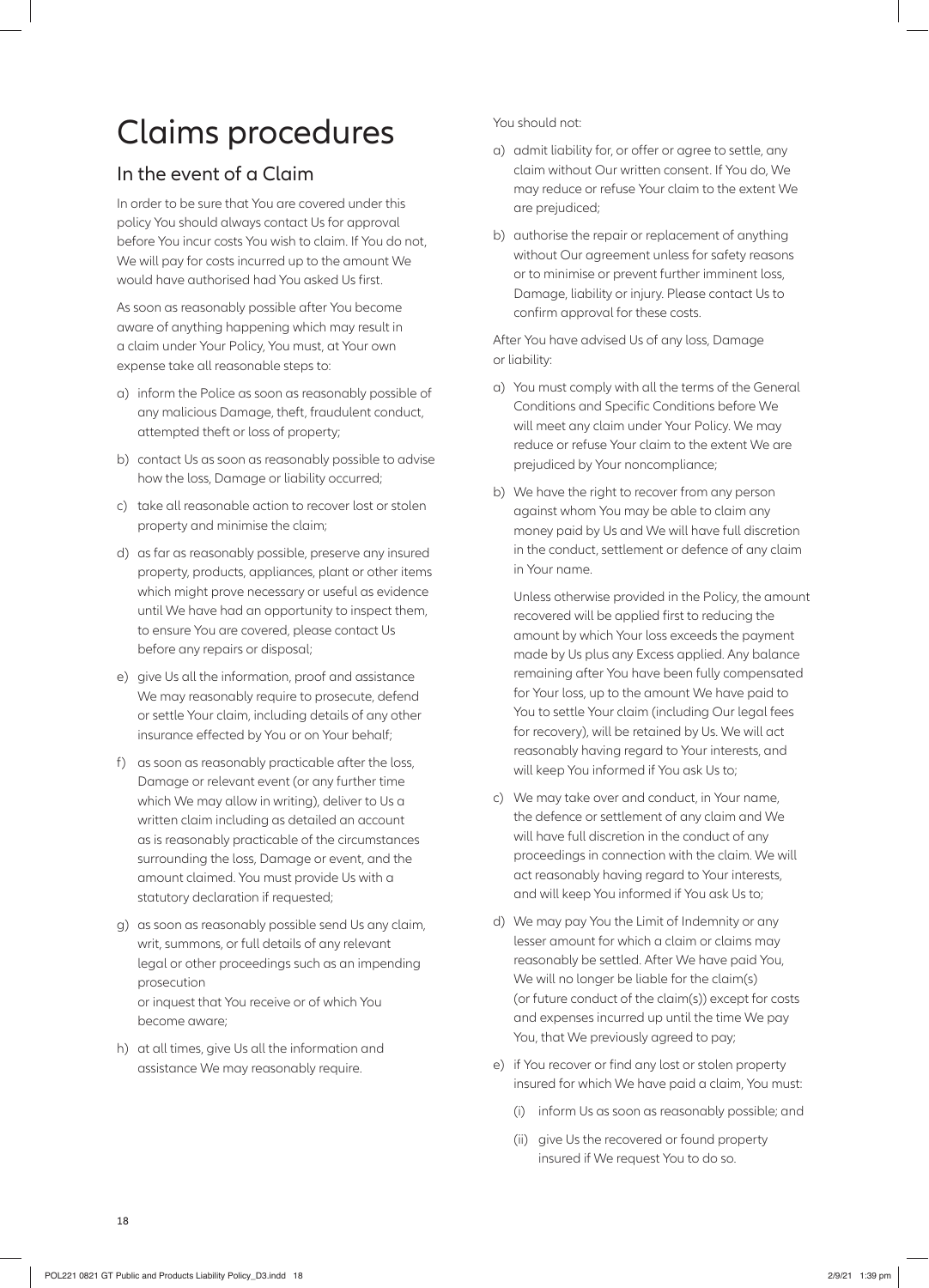# Claims procedures

## In the event of a Claim

In order to be sure that You are covered under this policy You should always contact Us for approval before You incur costs You wish to claim. If You do not, We will pay for costs incurred up to the amount We would have authorised had You asked Us first.

As soon as reasonably possible after You become aware of anything happening which may result in a claim under Your Policy, You must, at Your own expense take all reasonable steps to:

a) inform the Police as soon as reasonably possible of any malicious Damage, theft, fraudulent conduct, attempted theft or loss of property;

b) contact Us as soon as reasonably possible to advise how the loss, Damage or liability occurred;

c) take all reasonable action to recover lost or stolen property and minimise the claim;

d) as far as reasonably possible, preserve any insured property, products, appliances, plant or other items which might prove necessary or useful as evidence until We have had an opportunity to inspect them, to ensure You are covered, please contact Us before any repairs or disposal;

e) give Us all the information, proof and assistance We may reasonably require to prosecute, defend or settle Your claim, including details of any other insurance effected by You or on Your behalf;

f) as soon as reasonably practicable after the loss, Damage or relevant event (or any further time which We may allow in writing), deliver to Us a written claim including as detailed an account as is reasonably practicable of the circumstances surrounding the loss, Damage or event, and the amount claimed. You must provide Us with a statutory declaration if requested;

g) as soon as reasonably possible send Us any claim, writ, summons, or full details of any relevant legal or other proceedings such as an impending prosecution
or inquest that You receive or of which You become aware;

h) at all times, give Us all the information and assistance We may reasonably require.

You should not:

a) admit liability for, or offer or agree to settle, any claim without Our written consent. If You do, We may reduce or refuse Your claim to the extent We are prejudiced;

b) authorise the repair or replacement of anything without Our agreement unless for safety reasons or to minimise or prevent further imminent loss, Damage, liability or injury. Please contact Us to confirm approval for these costs.

After You have advised Us of any loss, Damage or liability:

a) You must comply with all the terms of the General Conditions and Specific Conditions before We will meet any claim under Your Policy. We may reduce or refuse Your claim to the extent We are prejudiced by Your noncompliance;

b) We have the right to recover from any person against whom You may be able to claim any money paid by Us and We will have full discretion in the conduct, settlement or defence of any claim in Your name.

   Unless otherwise provided in the Policy, the amount recovered will be applied first to reducing the amount by which Your loss exceeds the payment made by Us plus any Excess applied. Any balance remaining after You have been fully compensated for Your loss, up to the amount We have paid to You to settle Your claim (including Our legal fees for recovery), will be retained by Us. We will act reasonably having regard to Your interests, and will keep You informed if You ask Us to;

c) We may take over and conduct, in Your name, the defence or settlement of any claim and We will have full discretion in the conduct of any proceedings in connection with the claim. We will act reasonably having regard to Your interests, and will keep You informed if You ask Us to;

d) We may pay You the Limit of Indemnity or any lesser amount for which a claim or claims may reasonably be settled. After We have paid You, We will no longer be liable for the claim(s) (or future conduct of the claim(s)) except for costs and expenses incurred up until the time We pay You, that We previously agreed to pay;

e) if You recover or find any lost or stolen property insured for which We have paid a claim, You must:

   (i) inform Us as soon as reasonably possible; and

   (ii) give Us the recovered or found property insured if We request You to do so.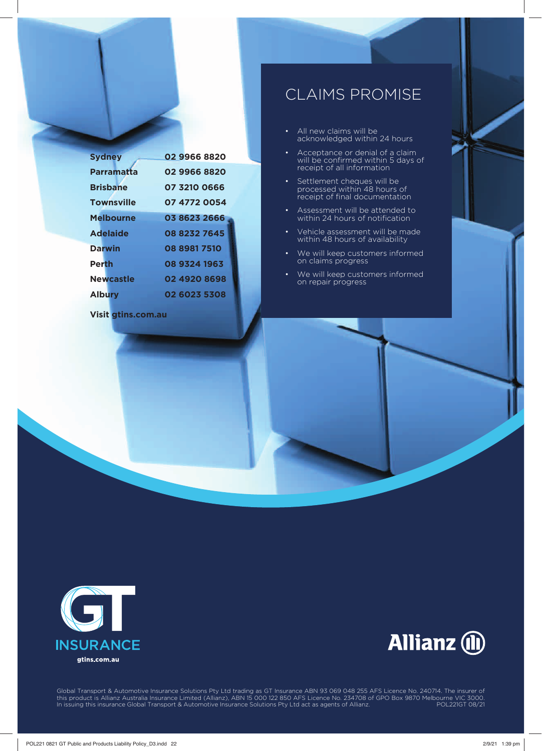| | |
|---|---|
| **Sydney** | **02 9966 8820** |
| **Parramatta** | **02 9966 8820** |
| **Brisbane** | **07 3210 0666** |
| **Townsville** | **07 4772 0054** |
| **Melbourne** | **03 8623 2666** |
| **Adelaide** | **08 8232 7645** |
| **Darwin** | **08 8981 7510** |
| **Perth** | **08 9324 1963** |
| **Newcastle** | **02 4920 8698** |
| **Albury** | **02 6023 5308** |

**Visit gtins.com.au**

# CLAIMS PROMISE

- All new claims will be acknowledged within 24 hours
- Acceptance or denial of a claim will be confirmed within 5 days of receipt of all information
- Settlement cheques will be processed within 48 hours of receipt of final documentation
- Assessment will be attended to within 24 hours of notification
- Vehicle assessment will be made within 48 hours of availability
- We will keep customers informed on claims progress
- We will keep customers informed on repair progress

GT INSURANCE
gtins.com.au

Allianz

Global Transport & Automotive Insurance Solutions Pty Ltd trading as GT Insurance ABN 93 069 048 255 AFS Licence No. 240714. The insurer of this product is Allianz Australia Insurance Limited (Allianz), ABN 15 000 122 850 AFS Licence No. 234708 of GPO Box 9870 Melbourne VIC 3000. In issuing this insurance Global Transport & Automotive Insurance Solutions Pty Ltd act as agents of Allianz. POL221GT 08/21